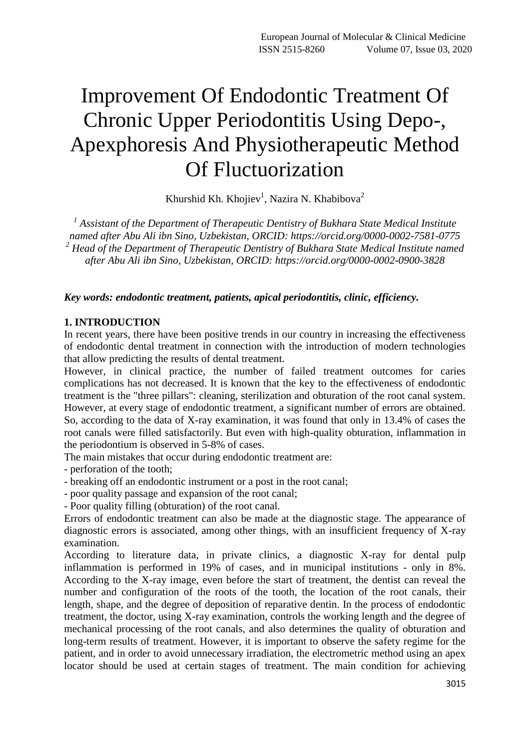# Improvement Of Endodontic Treatment Of Chronic Upper Periodontitis Using Depo-, Apexphoresis And Physiotherapeutic Method Of Fluctuorization

Khurshid Kh. Khojiev[1], Nazira N. Khabibova[2]

*[1] Assistant of the Department of Therapeutic Dentistry of Bukhara State Medical Institute named after Abu Ali ibn Sino, Uzbekistan, ORCID: https://orcid.org/0000-0002-7581-0775*
*[2] Head of the Department of Therapeutic Dentistry of Bukhara State Medical Institute named after Abu Ali ibn Sino, Uzbekistan, ORCID: https://orcid.org/0000-0002-0900-3828*

***Key words: endodontic treatment, patients, apical periodontitis, clinic, efficiency.***

## 1. INTRODUCTION

In recent years, there have been positive trends in our country in increasing the effectiveness of endodontic dental treatment in connection with the introduction of modern technologies that allow predicting the results of dental treatment.

However, in clinical practice, the number of failed treatment outcomes for caries complications has not decreased. It is known that the key to the effectiveness of endodontic treatment is the "three pillars": cleaning, sterilization and obturation of the root canal system. However, at every stage of endodontic treatment, a significant number of errors are obtained. So, according to the data of X-ray examination, it was found that only in 13.4% of cases the root canals were filled satisfactorily. But even with high-quality obturation, inflammation in the periodontium is observed in 5-8% of cases.

The main mistakes that occur during endodontic treatment are:

- perforation of the tooth;
- breaking off an endodontic instrument or a post in the root canal;
- poor quality passage and expansion of the root canal;
- Poor quality filling (obturation) of the root canal.

Errors of endodontic treatment can also be made at the diagnostic stage. The appearance of diagnostic errors is associated, among other things, with an insufficient frequency of X-ray examination.

According to literature data, in private clinics, a diagnostic X-ray for dental pulp inflammation is performed in 19% of cases, and in municipal institutions - only in 8%. According to the X-ray image, even before the start of treatment, the dentist can reveal the number and configuration of the roots of the tooth, the location of the root canals, their length, shape, and the degree of deposition of reparative dentin. In the process of endodontic treatment, the doctor, using X-ray examination, controls the working length and the degree of mechanical processing of the root canals, and also determines the quality of obturation and long-term results of treatment. However, it is important to observe the safety regime for the patient, and in order to avoid unnecessary irradiation, the electrometric method using an apex locator should be used at certain stages of treatment. The main condition for achieving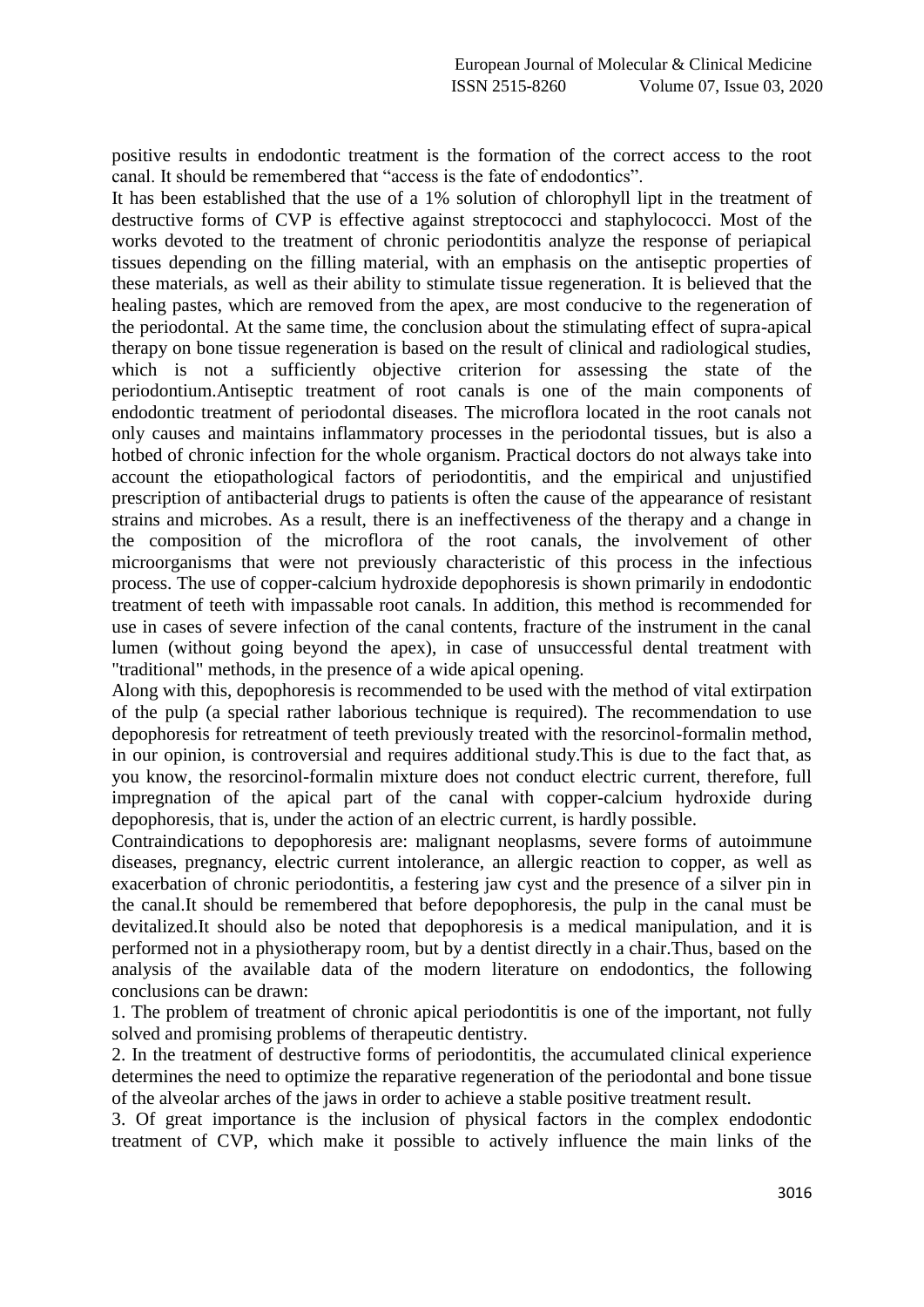positive results in endodontic treatment is the formation of the correct access to the root canal. It should be remembered that "access is the fate of endodontics".

It has been established that the use of a 1% solution of chlorophyll lipt in the treatment of destructive forms of CVP is effective against streptococci and staphylococci. Most of the works devoted to the treatment of chronic periodontitis analyze the response of periapical tissues depending on the filling material, with an emphasis on the antiseptic properties of these materials, as well as their ability to stimulate tissue regeneration. It is believed that the healing pastes, which are removed from the apex, are most conducive to the regeneration of the periodontal. At the same time, the conclusion about the stimulating effect of supra-apical therapy on bone tissue regeneration is based on the result of clinical and radiological studies, which is not a sufficiently objective criterion for assessing the state of the periodontium.Antiseptic treatment of root canals is one of the main components of endodontic treatment of periodontal diseases. The microflora located in the root canals not only causes and maintains inflammatory processes in the periodontal tissues, but is also a hotbed of chronic infection for the whole organism. Practical doctors do not always take into account the etiopathological factors of periodontitis, and the empirical and unjustified prescription of antibacterial drugs to patients is often the cause of the appearance of resistant strains and microbes. As a result, there is an ineffectiveness of the therapy and a change in the composition of the microflora of the root canals, the involvement of other microorganisms that were not previously characteristic of this process in the infectious process. The use of copper-calcium hydroxide depophoresis is shown primarily in endodontic treatment of teeth with impassable root canals. In addition, this method is recommended for use in cases of severe infection of the canal contents, fracture of the instrument in the canal lumen (without going beyond the apex), in case of unsuccessful dental treatment with "traditional" methods, in the presence of a wide apical opening.

Along with this, depophoresis is recommended to be used with the method of vital extirpation of the pulp (a special rather laborious technique is required). The recommendation to use depophoresis for retreatment of teeth previously treated with the resorcinol-formalin method, in our opinion, is controversial and requires additional study.This is due to the fact that, as you know, the resorcinol-formalin mixture does not conduct electric current, therefore, full impregnation of the apical part of the canal with copper-calcium hydroxide during depophoresis, that is, under the action of an electric current, is hardly possible.

Contraindications to depophoresis are: malignant neoplasms, severe forms of autoimmune diseases, pregnancy, electric current intolerance, an allergic reaction to copper, as well as exacerbation of chronic periodontitis, a festering jaw cyst and the presence of a silver pin in the canal.It should be remembered that before depophoresis, the pulp in the canal must be devitalized.It should also be noted that depophoresis is a medical manipulation, and it is performed not in a physiotherapy room, but by a dentist directly in a chair.Thus, based on the analysis of the available data of the modern literature on endodontics, the following conclusions can be drawn:

1. The problem of treatment of chronic apical periodontitis is one of the important, not fully solved and promising problems of therapeutic dentistry.
2. In the treatment of destructive forms of periodontitis, the accumulated clinical experience determines the need to optimize the reparative regeneration of the periodontal and bone tissue of the alveolar arches of the jaws in order to achieve a stable positive treatment result.
3. Of great importance is the inclusion of physical factors in the complex endodontic treatment of CVP, which make it possible to actively influence the main links of the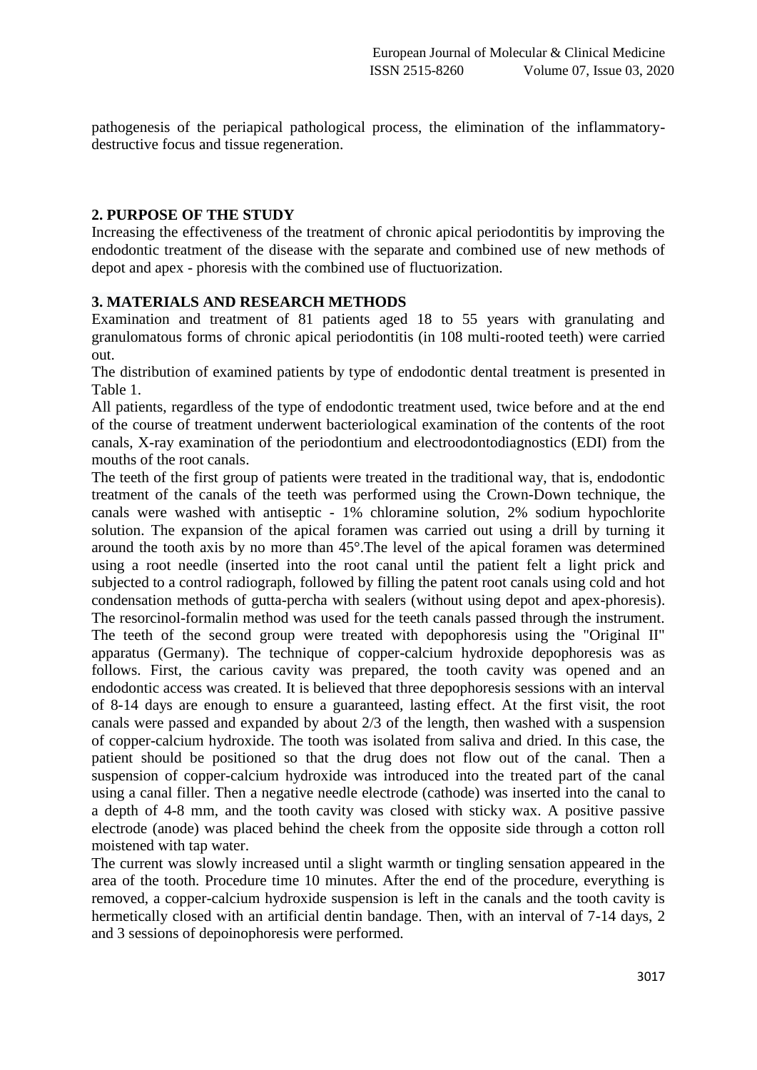pathogenesis of the periapical pathological process, the elimination of the inflammatory-destructive focus and tissue regeneration.

## 2. PURPOSE OF THE STUDY

Increasing the effectiveness of the treatment of chronic apical periodontitis by improving the endodontic treatment of the disease with the separate and combined use of new methods of depot and apex - phoresis with the combined use of fluctuorization.

## 3. MATERIALS AND RESEARCH METHODS

Examination and treatment of 81 patients aged 18 to 55 years with granulating and granulomatous forms of chronic apical periodontitis (in 108 multi-rooted teeth) were carried out.

The distribution of examined patients by type of endodontic dental treatment is presented in Table 1.

All patients, regardless of the type of endodontic treatment used, twice before and at the end of the course of treatment underwent bacteriological examination of the contents of the root canals, X-ray examination of the periodontium and electroodontodiagnostics (EDI) from the mouths of the root canals.

The teeth of the first group of patients were treated in the traditional way, that is, endodontic treatment of the canals of the teeth was performed using the Crown-Down technique, the canals were washed with antiseptic - 1% chloramine solution, 2% sodium hypochlorite solution. The expansion of the apical foramen was carried out using a drill by turning it around the tooth axis by no more than 45°.The level of the apical foramen was determined using a root needle (inserted into the root canal until the patient felt a light prick and subjected to a control radiograph, followed by filling the patent root canals using cold and hot condensation methods of gutta-percha with sealers (without using depot and apex-phoresis). The resorcinol-formalin method was used for the teeth canals passed through the instrument.

The teeth of the second group were treated with depophoresis using the "Original II" apparatus (Germany). The technique of copper-calcium hydroxide depophoresis was as follows. First, the carious cavity was prepared, the tooth cavity was opened and an endodontic access was created. It is believed that three depophoresis sessions with an interval of 8-14 days are enough to ensure a guaranteed, lasting effect. At the first visit, the root canals were passed and expanded by about 2/3 of the length, then washed with a suspension of copper-calcium hydroxide. The tooth was isolated from saliva and dried. In this case, the patient should be positioned so that the drug does not flow out of the canal. Then a suspension of copper-calcium hydroxide was introduced into the treated part of the canal using a canal filler. Then a negative needle electrode (cathode) was inserted into the canal to a depth of 4-8 mm, and the tooth cavity was closed with sticky wax. A positive passive electrode (anode) was placed behind the cheek from the opposite side through a cotton roll moistened with tap water.

The current was slowly increased until a slight warmth or tingling sensation appeared in the area of the tooth. Procedure time 10 minutes. After the end of the procedure, everything is removed, a copper-calcium hydroxide suspension is left in the canals and the tooth cavity is hermetically closed with an artificial dentin bandage. Then, with an interval of 7-14 days, 2 and 3 sessions of depoinophoresis were performed.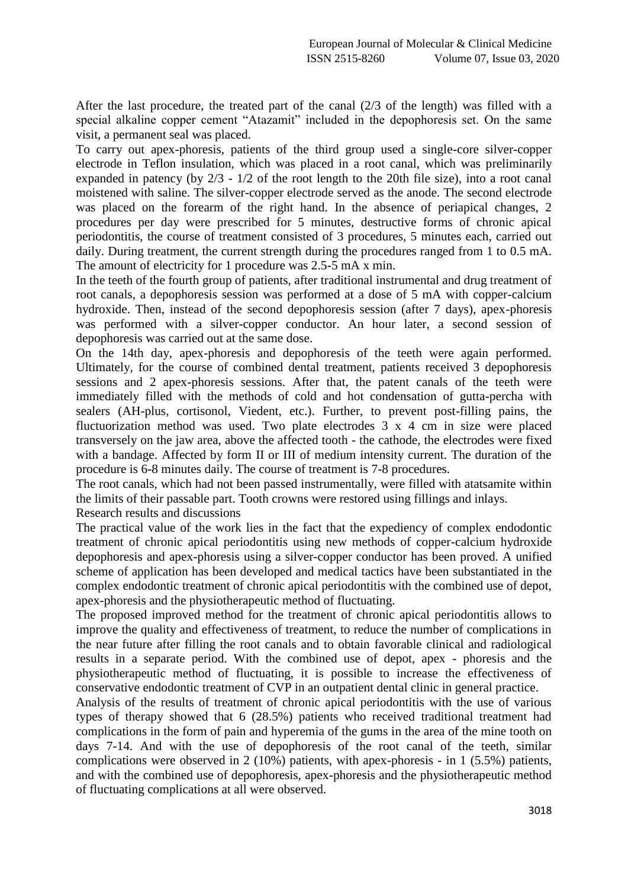After the last procedure, the treated part of the canal (2/3 of the length) was filled with a special alkaline copper cement "Atazamit" included in the depophoresis set. On the same visit, a permanent seal was placed.

To carry out apex-phoresis, patients of the third group used a single-core silver-copper electrode in Teflon insulation, which was placed in a root canal, which was preliminarily expanded in patency (by 2/3 - 1/2 of the root length to the 20th file size), into a root canal moistened with saline. The silver-copper electrode served as the anode. The second electrode was placed on the forearm of the right hand. In the absence of periapical changes, 2 procedures per day were prescribed for 5 minutes, destructive forms of chronic apical periodontitis, the course of treatment consisted of 3 procedures, 5 minutes each, carried out daily. During treatment, the current strength during the procedures ranged from 1 to 0.5 mA. The amount of electricity for 1 procedure was 2.5-5 mA x min.

In the teeth of the fourth group of patients, after traditional instrumental and drug treatment of root canals, a depophoresis session was performed at a dose of 5 mA with copper-calcium hydroxide. Then, instead of the second depophoresis session (after 7 days), apex-phoresis was performed with a silver-copper conductor. An hour later, a second session of depophoresis was carried out at the same dose.

On the 14th day, apex-phoresis and depophoresis of the teeth were again performed. Ultimately, for the course of combined dental treatment, patients received 3 depophoresis sessions and 2 apex-phoresis sessions. After that, the patent canals of the teeth were immediately filled with the methods of cold and hot condensation of gutta-percha with sealers (AH-plus, cortisonol, Viedent, etc.). Further, to prevent post-filling pains, the fluctuorization method was used. Two plate electrodes 3 x 4 cm in size were placed transversely on the jaw area, above the affected tooth - the cathode, the electrodes were fixed with a bandage. Affected by form II or III of medium intensity current. The duration of the procedure is 6-8 minutes daily. The course of treatment is 7-8 procedures.

The root canals, which had not been passed instrumentally, were filled with atatsamite within the limits of their passable part. Tooth crowns were restored using fillings and inlays.

## Research results and discussions

The practical value of the work lies in the fact that the expediency of complex endodontic treatment of chronic apical periodontitis using new methods of copper-calcium hydroxide depophoresis and apex-phoresis using a silver-copper conductor has been proved. A unified scheme of application has been developed and medical tactics have been substantiated in the complex endodontic treatment of chronic apical periodontitis with the combined use of depot, apex-phoresis and the physiotherapeutic method of fluctuating.

The proposed improved method for the treatment of chronic apical periodontitis allows to improve the quality and effectiveness of treatment, to reduce the number of complications in the near future after filling the root canals and to obtain favorable clinical and radiological results in a separate period. With the combined use of depot, apex - phoresis and the physiotherapeutic method of fluctuating, it is possible to increase the effectiveness of conservative endodontic treatment of CVP in an outpatient dental clinic in general practice.

Analysis of the results of treatment of chronic apical periodontitis with the use of various types of therapy showed that 6 (28.5%) patients who received traditional treatment had complications in the form of pain and hyperemia of the gums in the area of the mine tooth on days 7-14. And with the use of depophoresis of the root canal of the teeth, similar complications were observed in 2 (10%) patients, with apex-phoresis - in 1 (5.5%) patients, and with the combined use of depophoresis, apex-phoresis and the physiotherapeutic method of fluctuating complications at all were observed.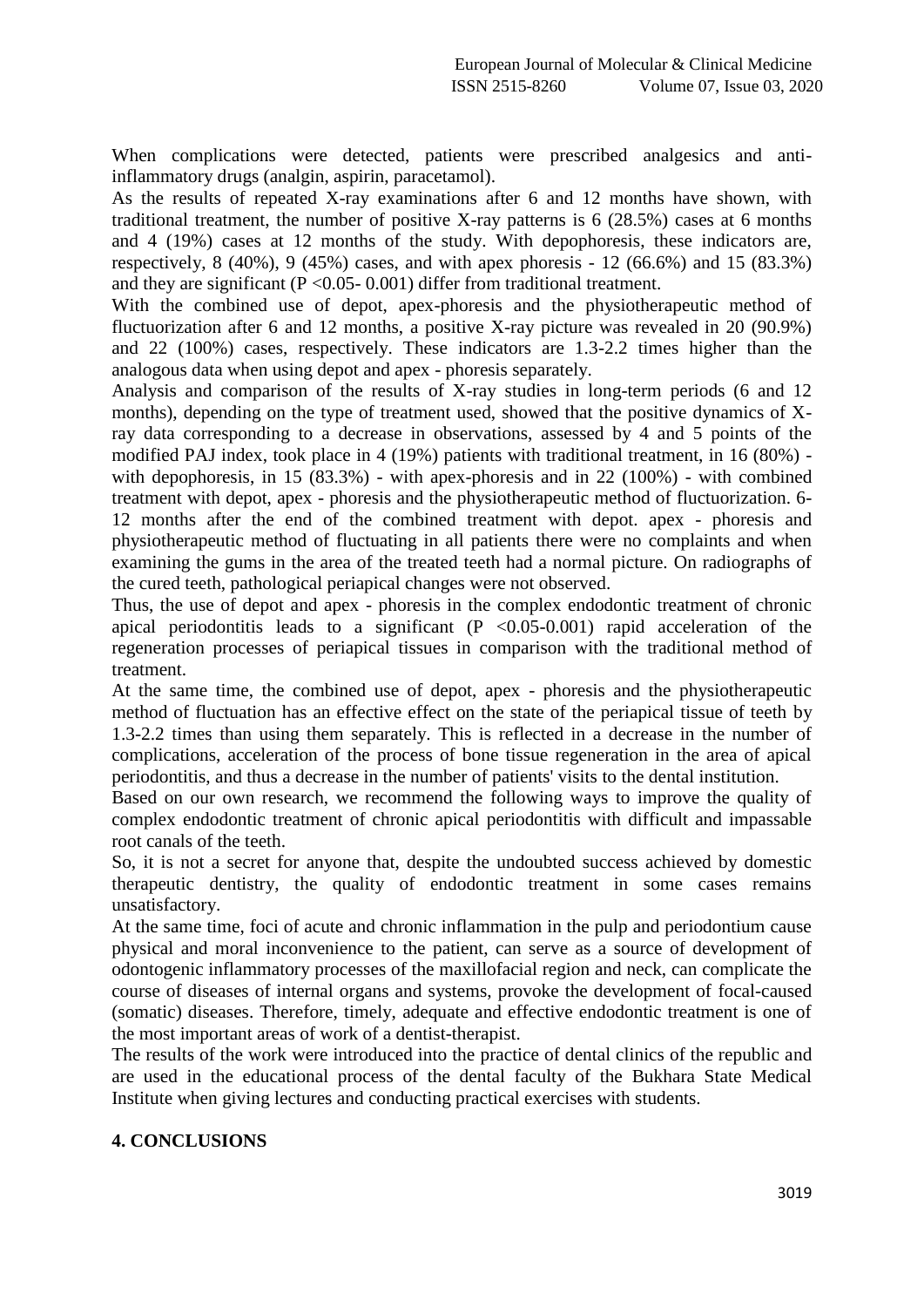When complications were detected, patients were prescribed analgesics and anti-inflammatory drugs (analgin, aspirin, paracetamol).

As the results of repeated X-ray examinations after 6 and 12 months have shown, with traditional treatment, the number of positive X-ray patterns is 6 (28.5%) cases at 6 months and 4 (19%) cases at 12 months of the study. With depophoresis, these indicators are, respectively, 8 (40%), 9 (45%) cases, and with apex phoresis - 12 (66.6%) and 15 (83.3%) and they are significant ($P < 0.05$- 0.001) differ from traditional treatment.

With the combined use of depot, apex-phoresis and the physiotherapeutic method of fluctuorization after 6 and 12 months, a positive X-ray picture was revealed in 20 (90.9%) and 22 (100%) cases, respectively. These indicators are 1.3-2.2 times higher than the analogous data when using depot and apex - phoresis separately.

Analysis and comparison of the results of X-ray studies in long-term periods (6 and 12 months), depending on the type of treatment used, showed that the positive dynamics of X-ray data corresponding to a decrease in observations, assessed by 4 and 5 points of the modified PAJ index, took place in 4 (19%) patients with traditional treatment, in 16 (80%) - with depophoresis, in 15 (83.3%) - with apex-phoresis and in 22 (100%) - with combined treatment with depot, apex - phoresis and the physiotherapeutic method of fluctuorization. 6-12 months after the end of the combined treatment with depot. apex - phoresis and physiotherapeutic method of fluctuating in all patients there were no complaints and when examining the gums in the area of the treated teeth had a normal picture. On radiographs of the cured teeth, pathological periapical changes were not observed.

Thus, the use of depot and apex - phoresis in the complex endodontic treatment of chronic apical periodontitis leads to a significant ($P < 0.05$-0.001) rapid acceleration of the regeneration processes of periapical tissues in comparison with the traditional method of treatment.

At the same time, the combined use of depot, apex - phoresis and the physiotherapeutic method of fluctuation has an effective effect on the state of the periapical tissue of teeth by 1.3-2.2 times than using them separately. This is reflected in a decrease in the number of complications, acceleration of the process of bone tissue regeneration in the area of apical periodontitis, and thus a decrease in the number of patients' visits to the dental institution.

Based on our own research, we recommend the following ways to improve the quality of complex endodontic treatment of chronic apical periodontitis with difficult and impassable root canals of the teeth.

So, it is not a secret for anyone that, despite the undoubted success achieved by domestic therapeutic dentistry, the quality of endodontic treatment in some cases remains unsatisfactory.

At the same time, foci of acute and chronic inflammation in the pulp and periodontium cause physical and moral inconvenience to the patient, can serve as a source of development of odontogenic inflammatory processes of the maxillofacial region and neck, can complicate the course of diseases of internal organs and systems, provoke the development of focal-caused (somatic) diseases. Therefore, timely, adequate and effective endodontic treatment is one of the most important areas of work of a dentist-therapist.

The results of the work were introduced into the practice of dental clinics of the republic and are used in the educational process of the dental faculty of the Bukhara State Medical Institute when giving lectures and conducting practical exercises with students.

## 4. CONCLUSIONS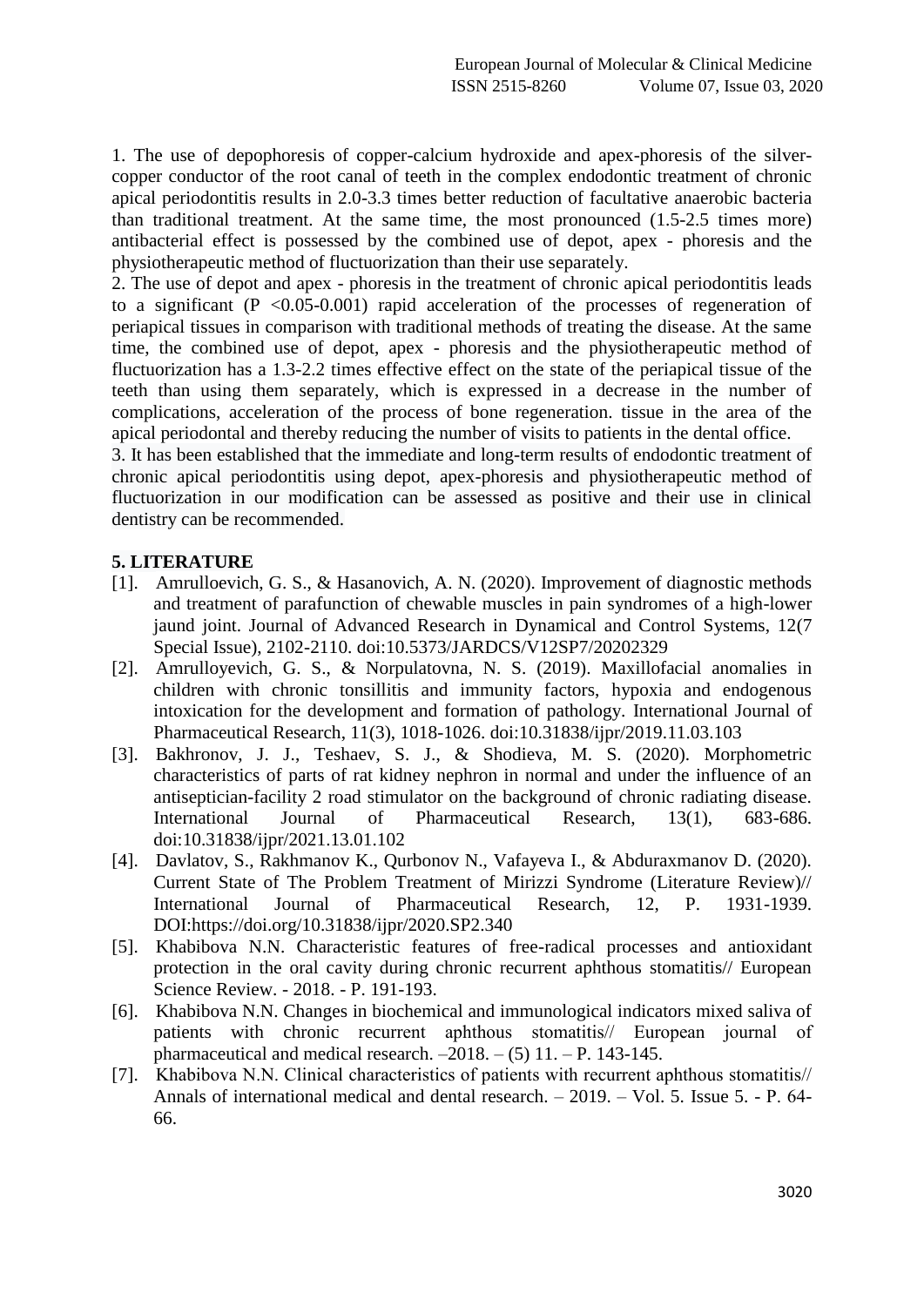1. The use of depophoresis of copper-calcium hydroxide and apex-phoresis of the silver-copper conductor of the root canal of teeth in the complex endodontic treatment of chronic apical periodontitis results in 2.0-3.3 times better reduction of facultative anaerobic bacteria than traditional treatment. At the same time, the most pronounced (1.5-2.5 times more) antibacterial effect is possessed by the combined use of depot, apex - phoresis and the physiotherapeutic method of fluctuorization than their use separately.

2. The use of depot and apex - phoresis in the treatment of chronic apical periodontitis leads to a significant ($P < 0.05$-$0.001$) rapid acceleration of the processes of regeneration of periapical tissues in comparison with traditional methods of treating the disease. At the same time, the combined use of depot, apex - phoresis and the physiotherapeutic method of fluctuorization has a 1.3-2.2 times effective effect on the state of the periapical tissue of the teeth than using them separately, which is expressed in a decrease in the number of complications, acceleration of the process of bone regeneration. tissue in the area of the apical periodontal and thereby reducing the number of visits to patients in the dental office.

3. It has been established that the immediate and long-term results of endodontic treatment of chronic apical periodontitis using depot, apex-phoresis and physiotherapeutic method of fluctuorization in our modification can be assessed as positive and their use in clinical dentistry can be recommended.

## 5. LITERATURE

[1]. Amrulloevich, G. S., & Hasanovich, A. N. (2020). Improvement of diagnostic methods and treatment of parafunction of chewable muscles in pain syndromes of a high-lower jaund joint. Journal of Advanced Research in Dynamical and Control Systems, 12(7 Special Issue), 2102-2110. doi:10.5373/JARDCS/V12SP7/20202329

[2]. Amrulloyevich, G. S., & Norpulatovna, N. S. (2019). Maxillofacial anomalies in children with chronic tonsillitis and immunity factors, hypoxia and endogenous intoxication for the development and formation of pathology. International Journal of Pharmaceutical Research, 11(3), 1018-1026. doi:10.31838/ijpr/2019.11.03.103

[3]. Bakhronov, J. J., Teshaev, S. J., & Shodieva, M. S. (2020). Morphometric characteristics of parts of rat kidney nephron in normal and under the influence of an antiseptician-facility 2 road stimulator on the background of chronic radiating disease. International Journal of Pharmaceutical Research, 13(1), 683-686. doi:10.31838/ijpr/2021.13.01.102

[4]. Davlatov, S., Rakhmanov K., Qurbonov N., Vafayeva I., & Abduraxmanov D. (2020). Current State of The Problem Treatment of Mirizzi Syndrome (Literature Review)// International Journal of Pharmaceutical Research, 12, P. 1931-1939. DOI:https://doi.org/10.31838/ijpr/2020.SP2.340

[5]. Khabibova N.N. Characteristic features of free-radical processes and antioxidant protection in the oral cavity during chronic recurrent aphthous stomatitis// European Science Review. - 2018. - P. 191-193.

[6]. Khabibova N.N. Changes in biochemical and immunological indicators mixed saliva of patients with chronic recurrent aphthous stomatitis// European journal of pharmaceutical and medical research. –2018. – (5) 11. – P. 143-145.

[7]. Khabibova N.N. Clinical characteristics of patients with recurrent aphthous stomatitis// Annals of international medical and dental research. – 2019. – Vol. 5. Issue 5. - P. 64-66.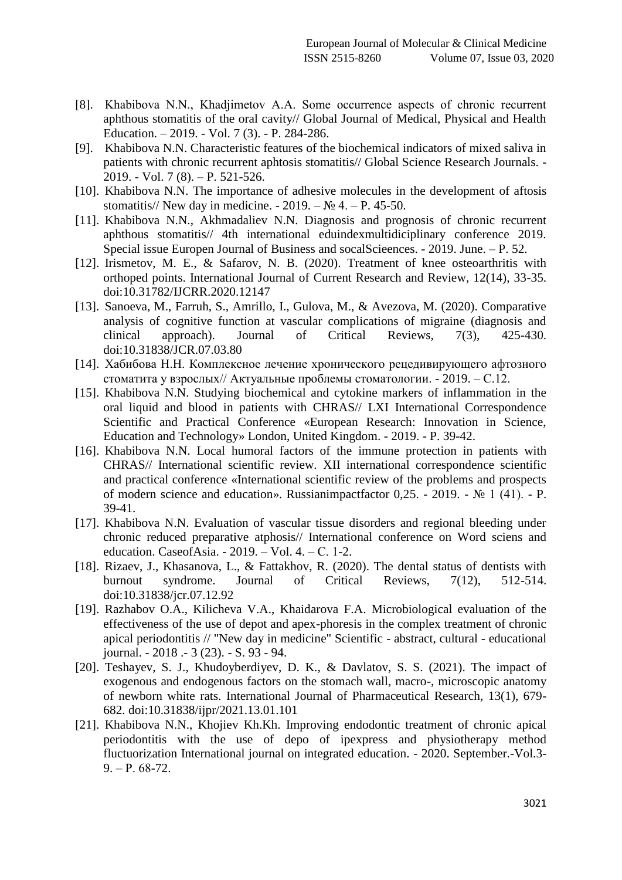[8]. Khabibova N.N., Khadjimetov A.A. Some occurrence aspects of chronic recurrent aphthous stomatitis of the oral cavity// Global Journal of Medical, Physical and Health Education. – 2019. - Vol. 7 (3). - P. 284-286.

[9]. Khabibova N.N. Characteristic features of the biochemical indicators of mixed saliva in patients with chronic recurrent aphtosis stomatitis// Global Science Research Journals. - 2019. - Vol. 7 (8). – P. 521-526.

[10]. Khabibova N.N. The importance of adhesive molecules in the development of aftosis stomatitis// New day in medicine. - 2019. – № 4. – P. 45-50.

[11]. Khabibova N.N., Akhmadaliev N.N. Diagnosis and prognosis of chronic recurrent aphthous stomatitis// 4th international eduindexmultidiciplinary conference 2019. Special issue Europen Journal of Business and socalScieences. - 2019. June. – P. 52.

[12]. Irismetov, M. E., & Safarov, N. B. (2020). Treatment of knee osteoarthritis with orthoped points. International Journal of Current Research and Review, 12(14), 33-35. doi:10.31782/IJCRR.2020.12147

[13]. Sanoeva, M., Farruh, S., Amrillo, I., Gulova, M., & Avezova, M. (2020). Comparative analysis of cognitive function at vascular complications of migraine (diagnosis and clinical approach). Journal of Critical Reviews, 7(3), 425-430. doi:10.31838/JCR.07.03.80

[14]. Хабибова Н.Н. Комплексное лечение хронического рецедивирующего афтозного стоматита у взрослых// Актуальные проблемы стоматологии. - 2019. – С.12.

[15]. Khabibova N.N. Studying biochemical and cytokine markers of inflammation in the oral liquid and blood in patients with CHRAS// LXI International Correspondence Scientific and Practical Conference «European Research: Innovation in Science, Education and Technology» London, United Kingdom. - 2019. - P. 39-42.

[16]. Khabibova N.N. Local humoral factors of the immune protection in patients with CHRAS// International scientific review. XII international correspondence scientific and practical conference «International scientific review of the problems and prospects of modern science and education». Russianimpactfactor 0,25. - 2019. - № 1 (41). - P. 39-41.

[17]. Khabibova N.N. Evaluation of vascular tissue disorders and regional bleeding under chronic reduced preparative atphosis// International conference on Word sciens and education. CaseofAsia. - 2019. – Vol. 4. – C. 1-2.

[18]. Rizaev, J., Khasanova, L., & Fattakhov, R. (2020). The dental status of dentists with burnout syndrome. Journal of Critical Reviews, 7(12), 512-514. doi:10.31838/jcr.07.12.92

[19]. Razhabov O.A., Kilicheva V.A., Khaidarova F.A. Microbiological evaluation of the effectiveness of the use of depot and apex-phoresis in the complex treatment of chronic apical periodontitis // "New day in medicine" Scientific - abstract, cultural - educational journal. - 2018 .- 3 (23). - S. 93 - 94.

[20]. Teshayev, S. J., Khudoyberdiyev, D. K., & Davlatov, S. S. (2021). The impact of exogenous and endogenous factors on the stomach wall, macro-, microscopic anatomy of newborn white rats. International Journal of Pharmaceutical Research, 13(1), 679-682. doi:10.31838/ijpr/2021.13.01.101

[21]. Khabibova N.N., Khojiev Kh.Kh. Improving endodontic treatment of chronic apical periodontitis with the use of depo of ipexpress and physiotherapy method fluctuorization International journal on integrated education. - 2020. September.-Vol.3-9. – P. 68-72.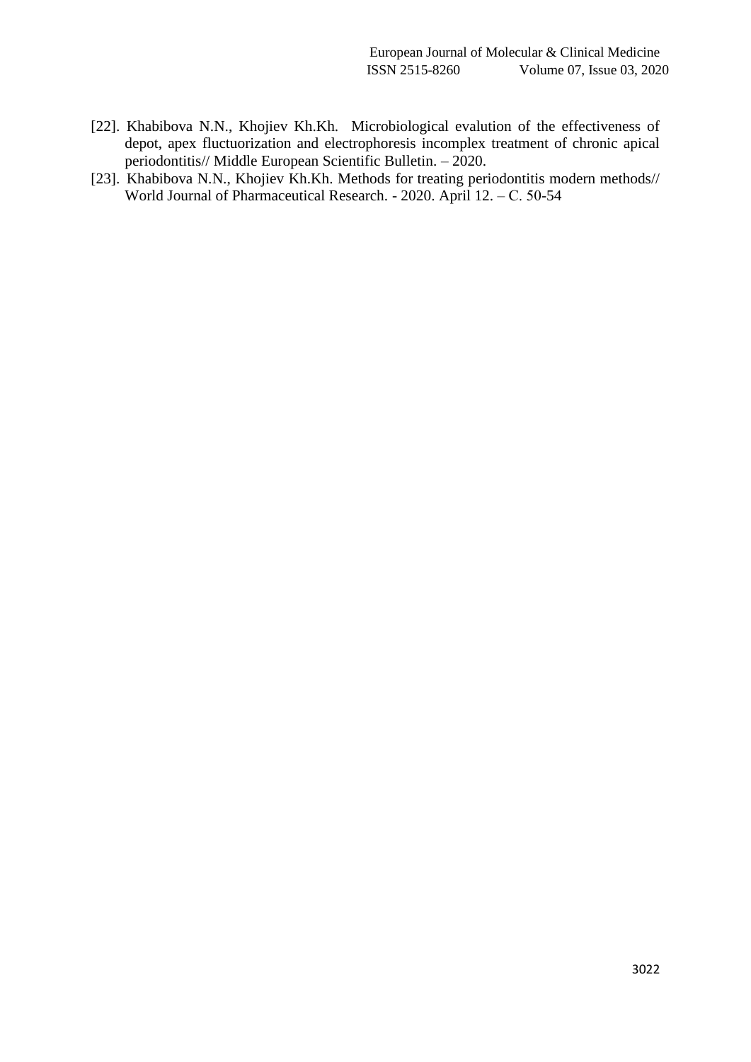[22]. Khabibova N.N., Khojiev Kh.Kh. Microbiological evalution of the effectiveness of depot, apex fluctuorization and electrophoresis incomplex treatment of chronic apical periodontitis// Middle European Scientific Bulletin. – 2020.

[23]. Khabibova N.N., Khojiev Kh.Kh. Methods for treating periodontitis modern methods// World Journal of Pharmaceutical Research. - 2020. April 12. – C. 50-54